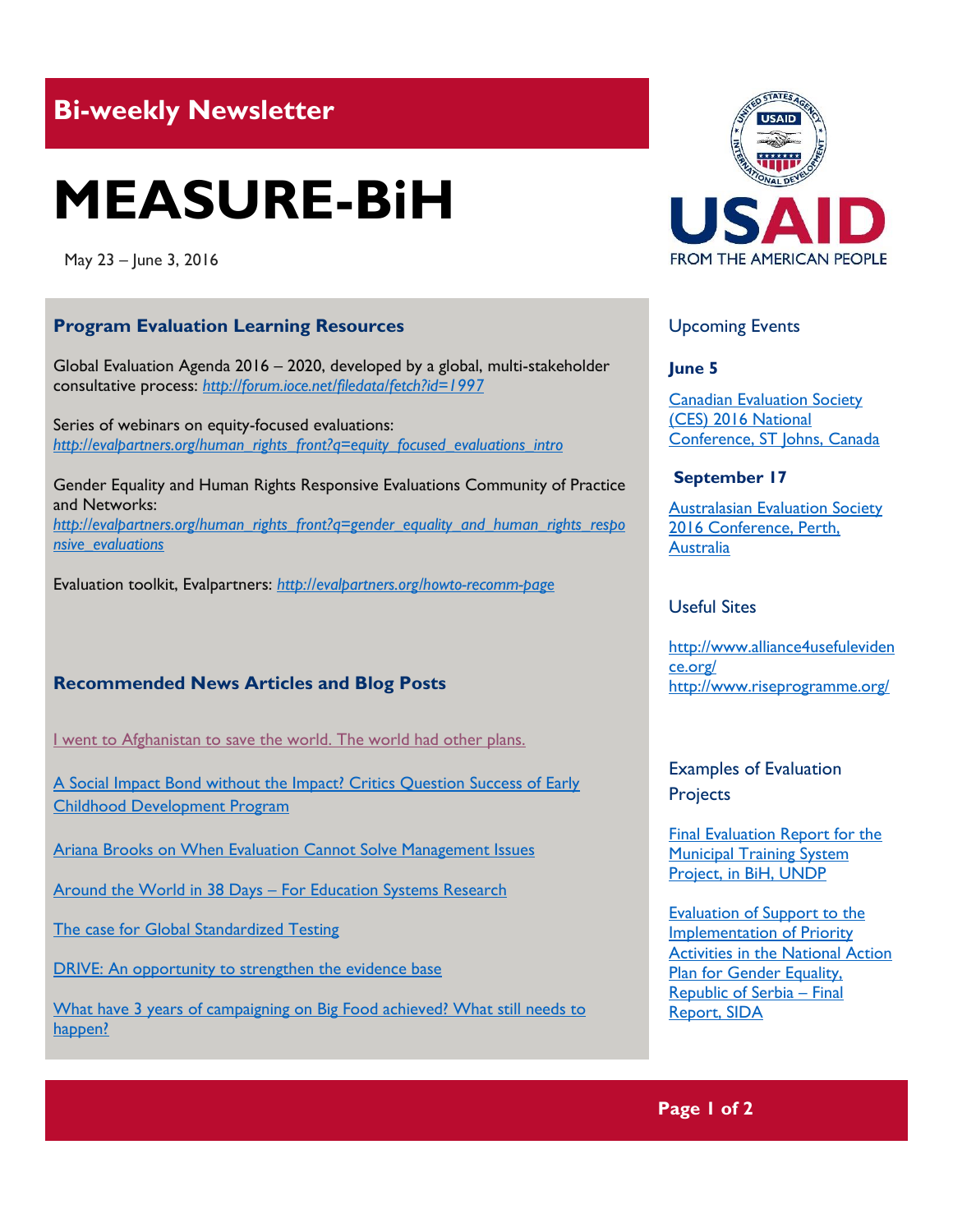## Bi-weekly Newsletter

# MEASURE-BiH

May 23 – June 3, 2016

USAID FROM THE AMERICAN PEOPLE

### Program Evaluation Learning Resources

Global Evaluation Agenda 2016 – 2020, developed by a global, multi-stakeholder consultative process: *http://forum.ioce.net/filedata/fetch?id=1997*

Series of webinars on equity-focused evaluations: *http://evalpartners.org/human_rights_front?q=equity_focused_evaluations_intro*

Gender Equality and Human Rights Responsive Evaluations Community of Practice and Networks: *http://evalpartners.org/human_rights_front?q=gender_equality_and_human_rights_responsive_evaluations*

Evaluation toolkit, Evalpartners: *http://evalpartners.org/howto-recomm-page*

### Recommended News Articles and Blog Posts

I went to Afghanistan to save the world. The world had other plans.

A Social Impact Bond without the Impact? Critics Question Success of Early Childhood Development Program

Ariana Brooks on When Evaluation Cannot Solve Management Issues

Around the World in 38 Days – For Education Systems Research

The case for Global Standardized Testing

DRIVE: An opportunity to strengthen the evidence base

What have 3 years of campaigning on Big Food achieved? What still needs to happen?

### Upcoming Events

**June 5**

Canadian Evaluation Society (CES) 2016 National Conference, ST Johns, Canada

**September 17**

Australasian Evaluation Society 2016 Conference, Perth, Australia

### Useful Sites

http://www.alliance4usefulevidence.org/
http://www.riseprogramme.org/

### Examples of Evaluation Projects

Final Evaluation Report for the Municipal Training System Project, in BiH, UNDP

Evaluation of Support to the Implementation of Priority Activities in the National Action Plan for Gender Equality, Republic of Serbia – Final Report, SIDA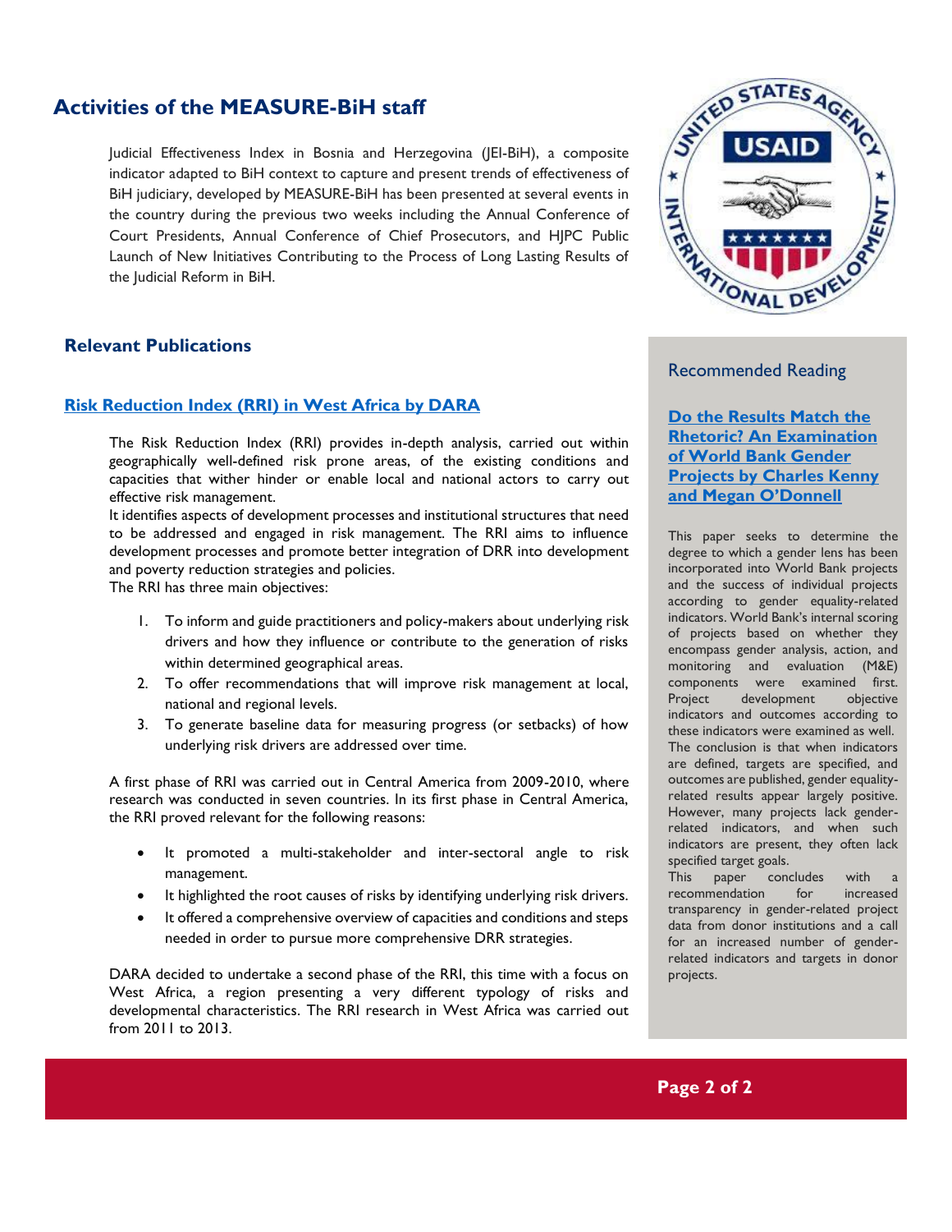## Activities of the MEASURE-BiH staff

Judicial Effectiveness Index in Bosnia and Herzegovina (JEI-BiH), a composite indicator adapted to BiH context to capture and present trends of effectiveness of BiH judiciary, developed by MEASURE-BiH has been presented at several events in the country during the previous two weeks including the Annual Conference of Court Presidents, Annual Conference of Chief Prosecutors, and HJPC Public Launch of New Initiatives Contributing to the Process of Long Lasting Results of the Judicial Reform in BiH.

### Relevant Publications

#### Risk Reduction Index (RRI) in West Africa by DARA

The Risk Reduction Index (RRI) provides in-depth analysis, carried out within geographically well-defined risk prone areas, of the existing conditions and capacities that wither hinder or enable local and national actors to carry out effective risk management.

It identifies aspects of development processes and institutional structures that need to be addressed and engaged in risk management. The RRI aims to influence development processes and promote better integration of DRR into development and poverty reduction strategies and policies.

The RRI has three main objectives:

1. To inform and guide practitioners and policy-makers about underlying risk drivers and how they influence or contribute to the generation of risks within determined geographical areas.
2. To offer recommendations that will improve risk management at local, national and regional levels.
3. To generate baseline data for measuring progress (or setbacks) of how underlying risk drivers are addressed over time.

A first phase of RRI was carried out in Central America from 2009-2010, where research was conducted in seven countries. In its first phase in Central America, the RRI proved relevant for the following reasons:

- It promoted a multi-stakeholder and inter-sectoral angle to risk management.
- It highlighted the root causes of risks by identifying underlying risk drivers.
- It offered a comprehensive overview of capacities and conditions and steps needed in order to pursue more comprehensive DRR strategies.

DARA decided to undertake a second phase of the RRI, this time with a focus on West Africa, a region presenting a very different typology of risks and developmental characteristics. The RRI research in West Africa was carried out from 2011 to 2013.

### Recommended Reading

#### Do the Results Match the Rhetoric? An Examination of World Bank Gender Projects by Charles Kenny and Megan O'Donnell

This paper seeks to determine the degree to which a gender lens has been incorporated into World Bank projects and the success of individual projects according to gender equality-related indicators. World Bank's internal scoring of projects based on whether they encompass gender analysis, action, and monitoring and evaluation (M&E) components were examined first. Project development objective indicators and outcomes according to these indicators were examined as well. The conclusion is that when indicators are defined, targets are specified, and outcomes are published, gender equality-related results appear largely positive. However, many projects lack gender-related indicators, and when such indicators are present, they often lack specified target goals.

This paper concludes with a recommendation for increased transparency in gender-related project data from donor institutions and a call for an increased number of gender-related indicators and targets in donor projects.